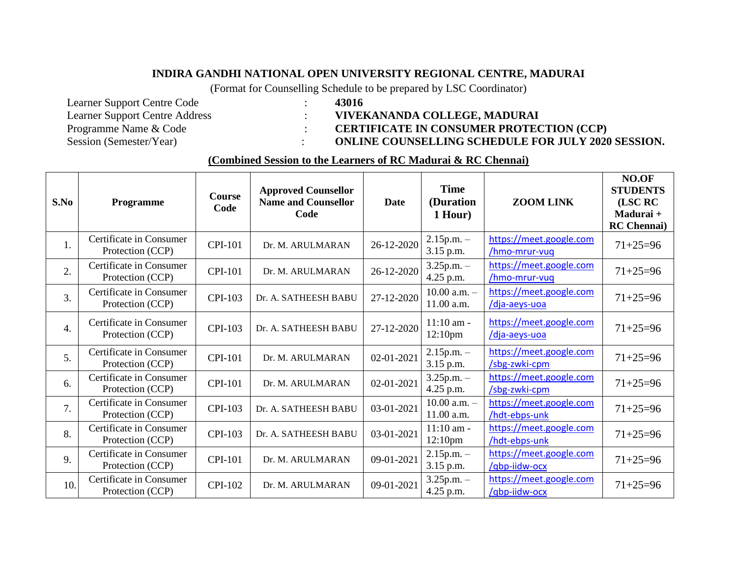# INDIRA GANDHI NATIONAL OPEN UNIVERSITY REGIONAL CENTRE, MADURAI

(Format for Counselling Schedule to be prepared by LSC Coordinator)

| | | |
|---|---|---|
| Learner Support Centre Code | : | **43016** |
| Learner Support Centre Address | : | **VIVEKANANDA COLLEGE, MADURAI** |
| Programme Name & Code | : | **CERTIFICATE IN CONSUMER PROTECTION (CCP)** |
| Session (Semester/Year) | : | **ONLINE COUNSELLING SCHEDULE FOR JULY 2020 SESSION.** |

**(Combined Session to the Learners of RC Madurai & RC Chennai)**

| S.No | Programme | Course Code | Approved Counsellor Name and Counsellor Code | Date | Time (Duration 1 Hour) | ZOOM LINK | NO.OF STUDENTS (LSC RC Madurai + RC Chennai) |
|---|---|---|---|---|---|---|---|
| 1. | Certificate in Consumer Protection (CCP) | CPI-101 | Dr. M. ARULMARAN | 26-12-2020 | 2.15p.m. – 3.15 p.m. | https://meet.google.com/hmo-mrur-vuq | 71+25=96 |
| 2. | Certificate in Consumer Protection (CCP) | CPI-101 | Dr. M. ARULMARAN | 26-12-2020 | 3.25p.m. – 4.25 p.m. | https://meet.google.com/hmo-mrur-vuq | 71+25=96 |
| 3. | Certificate in Consumer Protection (CCP) | CPI-103 | Dr. A. SATHEESH BABU | 27-12-2020 | 10.00 a.m. – 11.00 a.m. | https://meet.google.com/dja-aeys-uoa | 71+25=96 |
| 4. | Certificate in Consumer Protection (CCP) | CPI-103 | Dr. A. SATHEESH BABU | 27-12-2020 | 11:10 am - 12:10pm | https://meet.google.com/dja-aeys-uoa | 71+25=96 |
| 5. | Certificate in Consumer Protection (CCP) | CPI-101 | Dr. M. ARULMARAN | 02-01-2021 | 2.15p.m. – 3.15 p.m. | https://meet.google.com/sbg-zwki-cpm | 71+25=96 |
| 6. | Certificate in Consumer Protection (CCP) | CPI-101 | Dr. M. ARULMARAN | 02-01-2021 | 3.25p.m. – 4.25 p.m. | https://meet.google.com/sbg-zwki-cpm | 71+25=96 |
| 7. | Certificate in Consumer Protection (CCP) | CPI-103 | Dr. A. SATHEESH BABU | 03-01-2021 | 10.00 a.m. – 11.00 a.m. | https://meet.google.com/hdt-ebps-unk | 71+25=96 |
| 8. | Certificate in Consumer Protection (CCP) | CPI-103 | Dr. A. SATHEESH BABU | 03-01-2021 | 11:10 am - 12:10pm | https://meet.google.com/hdt-ebps-unk | 71+25=96 |
| 9. | Certificate in Consumer Protection (CCP) | CPI-101 | Dr. M. ARULMARAN | 09-01-2021 | 2.15p.m. – 3.15 p.m. | https://meet.google.com/gbp-iidw-ocx | 71+25=96 |
| 10. | Certificate in Consumer Protection (CCP) | CPI-102 | Dr. M. ARULMARAN | 09-01-2021 | 3.25p.m. – 4.25 p.m. | https://meet.google.com/gbp-iidw-ocx | 71+25=96 |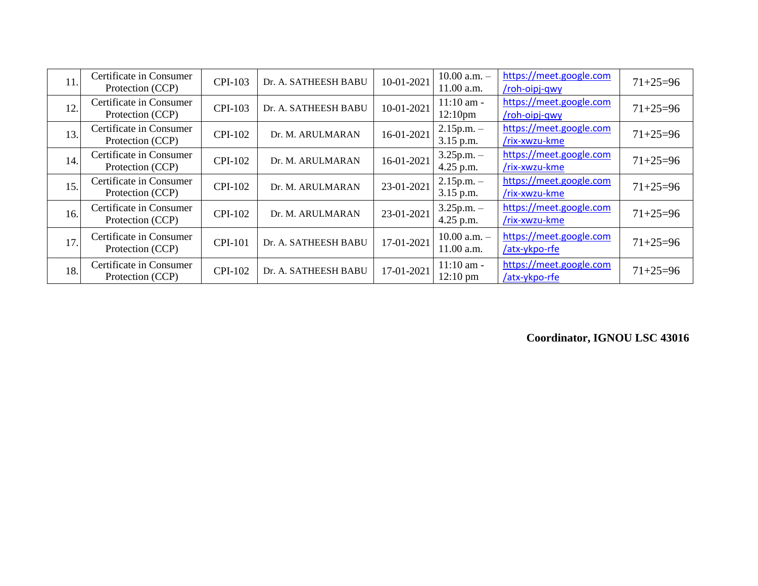| | | | | | | | |
|---|---|---|---|---|---|---|---|
| 11. | Certificate in Consumer Protection (CCP) | CPI-103 | Dr. A. SATHEESH BABU | 10-01-2021 | 10.00 a.m. – 11.00 a.m. | https://meet.google.com/roh-oipj-qwy | 71+25=96 |
| 12. | Certificate in Consumer Protection (CCP) | CPI-103 | Dr. A. SATHEESH BABU | 10-01-2021 | 11:10 am - 12:10pm | https://meet.google.com/roh-oipj-qwy | 71+25=96 |
| 13. | Certificate in Consumer Protection (CCP) | CPI-102 | Dr. M. ARULMARAN | 16-01-2021 | 2.15p.m. – 3.15 p.m. | https://meet.google.com/rix-xwzu-kme | 71+25=96 |
| 14. | Certificate in Consumer Protection (CCP) | CPI-102 | Dr. M. ARULMARAN | 16-01-2021 | 3.25p.m. – 4.25 p.m. | https://meet.google.com/rix-xwzu-kme | 71+25=96 |
| 15. | Certificate in Consumer Protection (CCP) | CPI-102 | Dr. M. ARULMARAN | 23-01-2021 | 2.15p.m. – 3.15 p.m. | https://meet.google.com/rix-xwzu-kme | 71+25=96 |
| 16. | Certificate in Consumer Protection (CCP) | CPI-102 | Dr. M. ARULMARAN | 23-01-2021 | 3.25p.m. – 4.25 p.m. | https://meet.google.com/rix-xwzu-kme | 71+25=96 |
| 17. | Certificate in Consumer Protection (CCP) | CPI-101 | Dr. A. SATHEESH BABU | 17-01-2021 | 10.00 a.m. – 11.00 a.m. | https://meet.google.com/atx-ykpo-rfe | 71+25=96 |
| 18. | Certificate in Consumer Protection (CCP) | CPI-102 | Dr. A. SATHEESH BABU | 17-01-2021 | 11:10 am - 12:10 pm | https://meet.google.com/atx-ykpo-rfe | 71+25=96 |

**Coordinator, IGNOU LSC 43016**